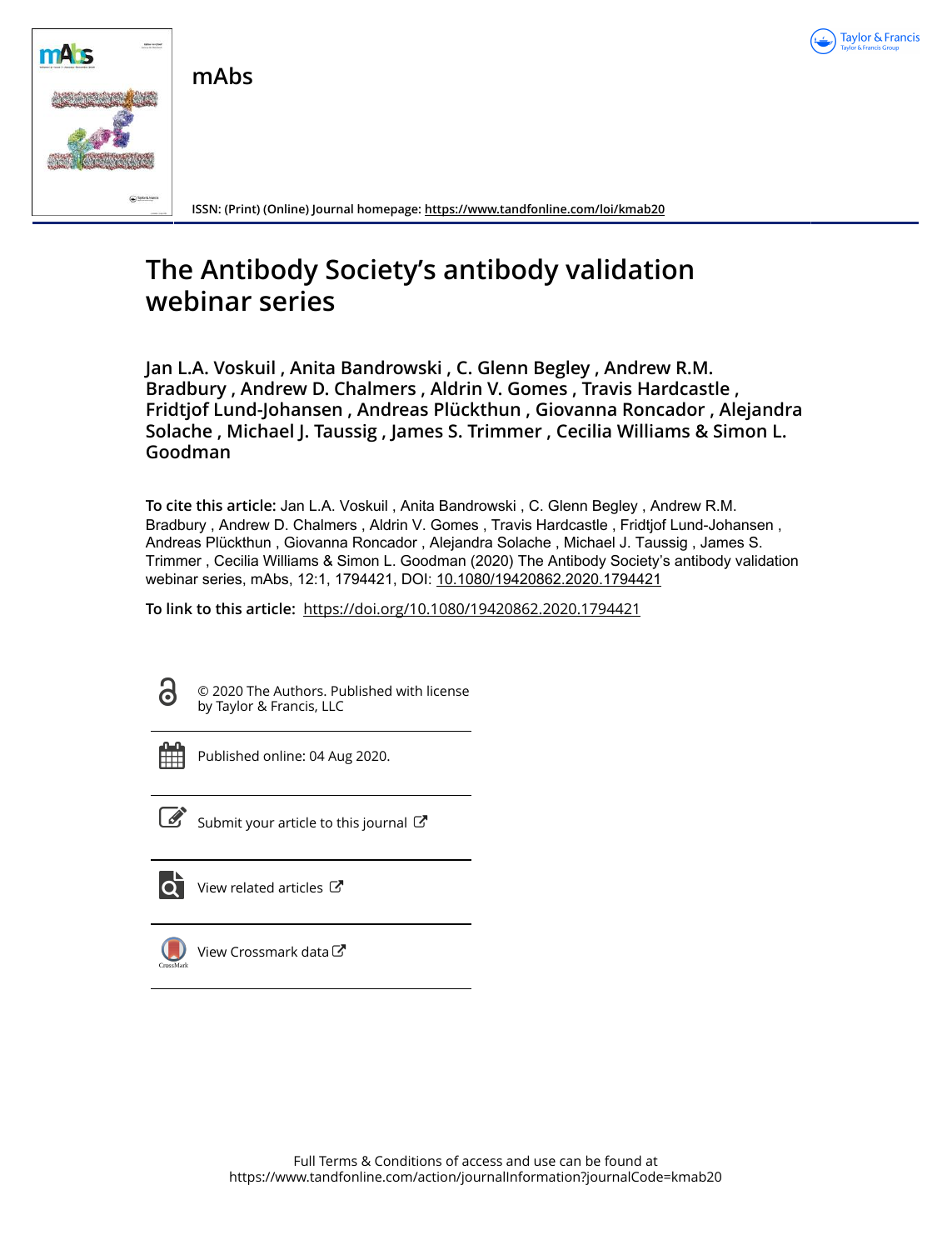mAbs

ISSN: (Print) (Online) Journal homepage: https://www.tandfonline.com/loi/kmab20

# The Antibody Society's antibody validation webinar series

**Jan L.A. Voskuil , Anita Bandrowski , C. Glenn Begley , Andrew R.M. Bradbury , Andrew D. Chalmers , Aldrin V. Gomes , Travis Hardcastle , Fridtjof Lund-Johansen , Andreas Plückthun , Giovanna Roncador , Alejandra Solache , Michael J. Taussig , James S. Trimmer , Cecilia Williams & Simon L. Goodman**

**To cite this article:** Jan L.A. Voskuil , Anita Bandrowski , C. Glenn Begley , Andrew R.M. Bradbury , Andrew D. Chalmers , Aldrin V. Gomes , Travis Hardcastle , Fridtjof Lund-Johansen , Andreas Plückthun , Giovanna Roncador , Alejandra Solache , Michael J. Taussig , James S. Trimmer , Cecilia Williams & Simon L. Goodman (2020) The Antibody Society's antibody validation webinar series, mAbs, 12:1, 1794421, DOI: 10.1080/19420862.2020.1794421

**To link to this article:** https://doi.org/10.1080/19420862.2020.1794421

© 2020 The Authors. Published with license by Taylor & Francis, LLC

Published online: 04 Aug 2020.

Submit your article to this journal

View related articles

View Crossmark data

Full Terms & Conditions of access and use can be found at https://www.tandfonline.com/action/journalInformation?journalCode=kmab20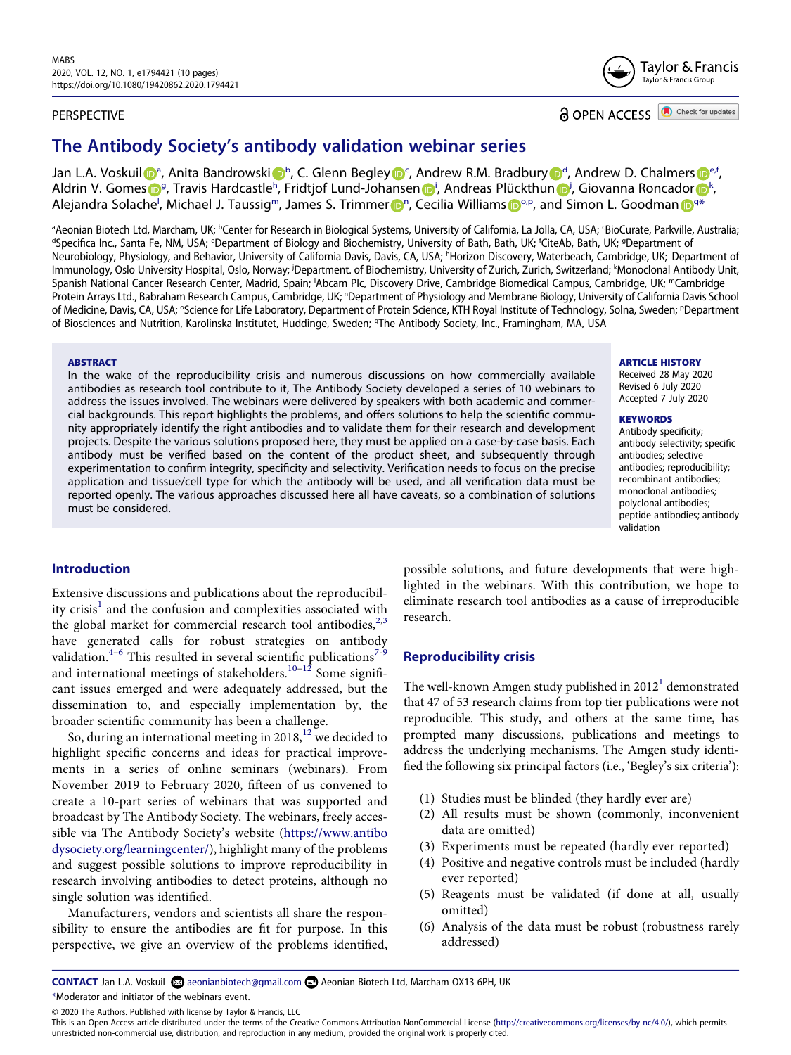PERSPECTIVE

# The Antibody Society's antibody validation webinar series

Jan L.A. Voskuil[a], Anita Bandrowski[b], C. Glenn Begley[c], Andrew R.M. Bradbury[d], Andrew D. Chalmers[e,f], Aldrin V. Gomes[g], Travis Hardcastle[h], Fridtjof Lund-Johansen[i], Andreas Plückthun[j], Giovanna Roncador[k], Alejandra Solache[l], Michael J. Taussig[m], James S. Trimmer[n], Cecilia Williams[o,p], and Simon L. Goodman[q*]

[a]Aeonian Biotech Ltd, Marcham, UK; [b]Center for Research in Biological Systems, University of California, La Jolla, CA, USA; [c]BioCurate, Parkville, Australia; [d]Specifica Inc., Santa Fe, NM, USA; [e]Department of Biology and Biochemistry, University of Bath, Bath, UK; [f]CiteAb, Bath, UK; [g]Department of Neurobiology, Physiology, and Behavior, University of California Davis, Davis, CA, USA; [h]Horizon Discovery, Waterbeach, Cambridge, UK; [i]Department of Immunology, Oslo University Hospital, Oslo, Norway; [j]Department. of Biochemistry, University of Zurich, Zurich, Switzerland; [k]Monoclonal Antibody Unit, Spanish National Cancer Research Center, Madrid, Spain; [l]Abcam Plc, Discovery Drive, Cambridge Biomedical Campus, Cambridge, UK; [m]Cambridge Protein Arrays Ltd., Babraham Research Campus, Cambridge, UK; [n]Department of Physiology and Membrane Biology, University of California Davis School of Medicine, Davis, CA, USA; [o]Science for Life Laboratory, Department of Protein Science, KTH Royal Institute of Technology, Solna, Sweden; [p]Department of Biosciences and Nutrition, Karolinska Institutet, Huddinge, Sweden; [q]The Antibody Society, Inc., Framingham, MA, USA

**ABSTRACT**

In the wake of the reproducibility crisis and numerous discussions on how commercially available antibodies as research tool contribute to it, The Antibody Society developed a series of 10 webinars to address the issues involved. The webinars were delivered by speakers with both academic and commercial backgrounds. This report highlights the problems, and offers solutions to help the scientific community appropriately identify the right antibodies and to validate them for their research and development projects. Despite the various solutions proposed here, they must be applied on a case-by-case basis. Each antibody must be verified based on the content of the product sheet, and subsequently through experimentation to confirm integrity, specificity and selectivity. Verification needs to focus on the precise application and tissue/cell type for which the antibody will be used, and all verification data must be reported openly. The various approaches discussed here all have caveats, so a combination of solutions must be considered.

**ARTICLE HISTORY**

Received 28 May 2020
Revised 6 July 2020
Accepted 7 July 2020

**KEYWORDS**

Antibody specificity; antibody selectivity; specific antibodies; selective antibodies; reproducibility; recombinant antibodies; monoclonal antibodies; polyclonal antibodies; peptide antibodies; antibody validation

## Introduction

Extensive discussions and publications about the reproducibility crisis[1] and the confusion and complexities associated with the global market for commercial research tool antibodies,[2,3] have generated calls for robust strategies on antibody validation.[4–6] This resulted in several scientific publications[7–9] and international meetings of stakeholders.[10–12] Some significant issues emerged and were adequately addressed, but the dissemination to, and especially implementation by, the broader scientific community has been a challenge.

So, during an international meeting in 2018,[12] we decided to highlight specific concerns and ideas for practical improvements in a series of online seminars (webinars). From November 2019 to February 2020, fifteen of us convened to create a 10-part series of webinars that was supported and broadcast by The Antibody Society. The webinars, freely accessible via The Antibody Society's website (https://www.antibodysociety.org/learningcenter/), highlight many of the problems and suggest possible solutions to improve reproducibility in research involving antibodies to detect proteins, although no single solution was identified.

Manufacturers, vendors and scientists all share the responsibility to ensure the antibodies are fit for purpose. In this perspective, we give an overview of the problems identified, possible solutions, and future developments that were highlighted in the webinars. With this contribution, we hope to eliminate research tool antibodies as a cause of irreproducible research.

## Reproducibility crisis

The well-known Amgen study published in 2012[1] demonstrated that 47 of 53 research claims from top tier publications were not reproducible. This study, and others at the same time, has prompted many discussions, publications and meetings to address the underlying mechanisms. The Amgen study identified the following six principal factors (i.e., 'Begley's six criteria'):

(1) Studies must be blinded (they hardly ever are)
(2) All results must be shown (commonly, inconvenient data are omitted)
(3) Experiments must be repeated (hardly ever reported)
(4) Positive and negative controls must be included (hardly ever reported)
(5) Reagents must be validated (if done at all, usually omitted)
(6) Analysis of the data must be robust (robustness rarely addressed)

**CONTACT** Jan L.A. Voskuil aeonianbiotech@gmail.com Aeonian Biotech Ltd, Marcham OX13 6PH, UK
*Moderator and initiator of the webinars event.

© 2020 The Authors. Published with license by Taylor & Francis, LLC
This is an Open Access article distributed under the terms of the Creative Commons Attribution-NonCommercial License (http://creativecommons.org/licenses/by-nc/4.0/), which permits unrestricted non-commercial use, distribution, and reproduction in any medium, provided the original work is properly cited.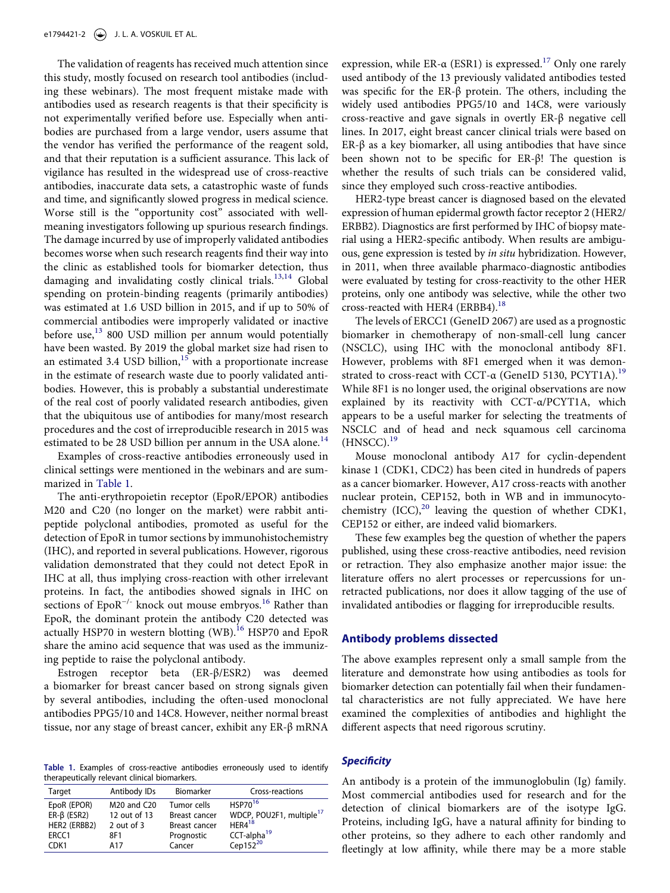The validation of reagents has received much attention since this study, mostly focused on research tool antibodies (including these webinars). The most frequent mistake made with antibodies used as research reagents is that their specificity is not experimentally verified before use. Especially when antibodies are purchased from a large vendor, users assume that the vendor has verified the performance of the reagent sold, and that their reputation is a sufficient assurance. This lack of vigilance has resulted in the widespread use of cross-reactive antibodies, inaccurate data sets, a catastrophic waste of funds and time, and significantly slowed progress in medical science. Worse still is the "opportunity cost" associated with well-meaning investigators following up spurious research findings. The damage incurred by use of improperly validated antibodies becomes worse when such research reagents find their way into the clinic as established tools for biomarker detection, thus damaging and invalidating costly clinical trials.[13,14] Global spending on protein-binding reagents (primarily antibodies) was estimated at 1.6 USD billion in 2015, and if up to 50% of commercial antibodies were improperly validated or inactive before use,[13] 800 USD million per annum would potentially have been wasted. By 2019 the global market size had risen to an estimated 3.4 USD billion,[15] with a proportionate increase in the estimate of research waste due to poorly validated antibodies. However, this is probably a substantial underestimate of the real cost of poorly validated research antibodies, given that the ubiquitous use of antibodies for many/most research procedures and the cost of irreproducible research in 2015 was estimated to be 28 USD billion per annum in the USA alone.[14]

Examples of cross-reactive antibodies erroneously used in clinical settings were mentioned in the webinars and are summarized in Table 1.

The anti-erythropoietin receptor (EpoR/EPOR) antibodies M20 and C20 (no longer on the market) were rabbit anti-peptide polyclonal antibodies, promoted as useful for the detection of EpoR in tumor sections by immunohistochemistry (IHC), and reported in several publications. However, rigorous validation demonstrated that they could not detect EpoR in IHC at all, thus implying cross-reaction with other irrelevant proteins. In fact, the antibodies showed signals in IHC on sections of EpoR$^{-/-}$ knock out mouse embryos.[16] Rather than EpoR, the dominant protein the antibody C20 detected was actually HSP70 in western blotting (WB).[16] HSP70 and EpoR share the amino acid sequence that was used as the immunizing peptide to raise the polyclonal antibody.

Estrogen receptor beta (ER-β/ESR2) was deemed a biomarker for breast cancer based on strong signals given by several antibodies, including the often-used monoclonal antibodies PPG5/10 and 14C8. However, neither normal breast tissue, nor any stage of breast cancer, exhibit any ER-β mRNA expression, while ER-α (ESR1) is expressed.[17] Only one rarely used antibody of the 13 previously validated antibodies tested was specific for the ER-β protein. The others, including the widely used antibodies PPG5/10 and 14C8, were variously cross-reactive and gave signals in overtly ER-β negative cell lines. In 2017, eight breast cancer clinical trials were based on ER-β as a key biomarker, all using antibodies that have since been shown not to be specific for ER-β! The question is whether the results of such trials can be considered valid, since they employed such cross-reactive antibodies.

HER2-type breast cancer is diagnosed based on the elevated expression of human epidermal growth factor receptor 2 (HER2/ERBB2). Diagnostics are first performed by IHC of biopsy material using a HER2-specific antibody. When results are ambiguous, gene expression is tested by *in situ* hybridization. However, in 2011, when three available pharmaco-diagnostic antibodies were evaluated by testing for cross-reactivity to the other HER proteins, only one antibody was selective, while the other two cross-reacted with HER4 (ERBB4).[18]

The levels of ERCC1 (GeneID 2067) are used as a prognostic biomarker in chemotherapy of non-small-cell lung cancer (NSCLC), using IHC with the monoclonal antibody 8F1. However, problems with 8F1 emerged when it was demonstrated to cross-react with CCT-α (GeneID 5130, PCYT1A).[19] While 8F1 is no longer used, the original observations are now explained by its reactivity with CCT-α/PCYT1A, which appears to be a useful marker for selecting the treatments of NSCLC and of head and neck squamous cell carcinoma (HNSCC).[19]

Mouse monoclonal antibody A17 for cyclin-dependent kinase 1 (CDK1, CDC2) has been cited in hundreds of papers as a cancer biomarker. However, A17 cross-reacts with another nuclear protein, CEP152, both in WB and in immunocytochemistry (ICC),[20] leaving the question of whether CDK1, CEP152 or either, are indeed valid biomarkers.

These few examples beg the question of whether the papers published, using these cross-reactive antibodies, need revision or retraction. They also emphasize another major issue: the literature offers no alert processes or repercussions for unretracted publications, nor does it allow tagging of the use of invalidated antibodies or flagging for irreproducible results.

**Table 1.** Examples of cross-reactive antibodies erroneously used to identify therapeutically relevant clinical biomarkers.

| Target | Antibody IDs | Biomarker | Cross-reactions |
|---|---|---|---|
| EpoR (EPOR) | M20 and C20 | Tumor cells | HSP70[16] |
| ER-β (ESR2) | 12 out of 13 | Breast cancer | WDCP, POU2F1, multiple[17] |
| HER2 (ERBB2) | 2 out of 3 | Breast cancer | HER4[18] |
| ERCC1 | 8F1 | Prognostic | CCT-alpha[19] |
| CDK1 | A17 | Cancer | Cep152[20] |

## Antibody problems dissected

The above examples represent only a small sample from the literature and demonstrate how using antibodies as tools for biomarker detection can potentially fail when their fundamental characteristics are not fully appreciated. We have here examined the complexities of antibodies and highlight the different aspects that need rigorous scrutiny.

### *Specificity*

An antibody is a protein of the immunoglobulin (Ig) family. Most commercial antibodies used for research and for the detection of clinical biomarkers are of the isotype IgG. Proteins, including IgG, have a natural affinity for binding to other proteins, so they adhere to each other randomly and fleetingly at low affinity, while there may be a more stable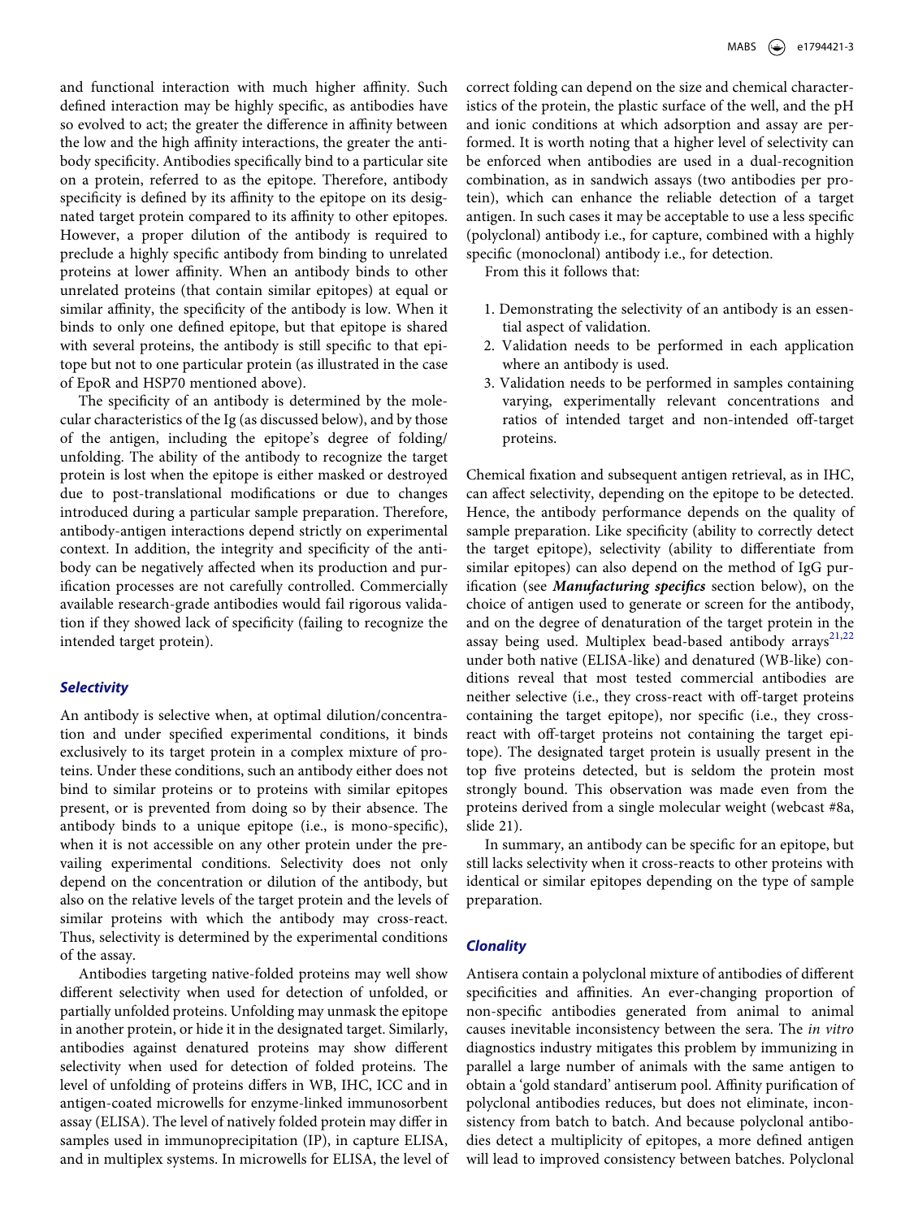and functional interaction with much higher affinity. Such defined interaction may be highly specific, as antibodies have so evolved to act; the greater the difference in affinity between the low and the high affinity interactions, the greater the antibody specificity. Antibodies specifically bind to a particular site on a protein, referred to as the epitope. Therefore, antibody specificity is defined by its affinity to the epitope on its designated target protein compared to its affinity to other epitopes. However, a proper dilution of the antibody is required to preclude a highly specific antibody from binding to unrelated proteins at lower affinity. When an antibody binds to other unrelated proteins (that contain similar epitopes) at equal or similar affinity, the specificity of the antibody is low. When it binds to only one defined epitope, but that epitope is shared with several proteins, the antibody is still specific to that epitope but not to one particular protein (as illustrated in the case of EpoR and HSP70 mentioned above).

The specificity of an antibody is determined by the molecular characteristics of the Ig (as discussed below), and by those of the antigen, including the epitope's degree of folding/unfolding. The ability of the antibody to recognize the target protein is lost when the epitope is either masked or destroyed due to post-translational modifications or due to changes introduced during a particular sample preparation. Therefore, antibody-antigen interactions depend strictly on experimental context. In addition, the integrity and specificity of the antibody can be negatively affected when its production and purification processes are not carefully controlled. Commercially available research-grade antibodies would fail rigorous validation if they showed lack of specificity (failing to recognize the intended target protein).

### *Selectivity*

An antibody is selective when, at optimal dilution/concentration and under specified experimental conditions, it binds exclusively to its target protein in a complex mixture of proteins. Under these conditions, such an antibody either does not bind to similar proteins or to proteins with similar epitopes present, or is prevented from doing so by their absence. The antibody binds to a unique epitope (i.e., is mono-specific), when it is not accessible on any other protein under the prevailing experimental conditions. Selectivity does not only depend on the concentration or dilution of the antibody, but also on the relative levels of the target protein and the levels of similar proteins with which the antibody may cross-react. Thus, selectivity is determined by the experimental conditions of the assay.

Antibodies targeting native-folded proteins may well show different selectivity when used for detection of unfolded, or partially unfolded proteins. Unfolding may unmask the epitope in another protein, or hide it in the designated target. Similarly, antibodies against denatured proteins may show different selectivity when used for detection of folded proteins. The level of unfolding of proteins differs in WB, IHC, ICC and in antigen-coated microwells for enzyme-linked immunosorbent assay (ELISA). The level of natively folded protein may differ in samples used in immunoprecipitation (IP), in capture ELISA, and in multiplex systems. In microwells for ELISA, the level of correct folding can depend on the size and chemical characteristics of the protein, the plastic surface of the well, and the pH and ionic conditions at which adsorption and assay are performed. It is worth noting that a higher level of selectivity can be enforced when antibodies are used in a dual-recognition combination, as in sandwich assays (two antibodies per protein), which can enhance the reliable detection of a target antigen. In such cases it may be acceptable to use a less specific (polyclonal) antibody i.e., for capture, combined with a highly specific (monoclonal) antibody i.e., for detection.

From this it follows that:

1. Demonstrating the selectivity of an antibody is an essential aspect of validation.
2. Validation needs to be performed in each application where an antibody is used.
3. Validation needs to be performed in samples containing varying, experimentally relevant concentrations and ratios of intended target and non-intended off-target proteins.

Chemical fixation and subsequent antigen retrieval, as in IHC, can affect selectivity, depending on the epitope to be detected. Hence, the antibody performance depends on the quality of sample preparation. Like specificity (ability to correctly detect the target epitope), selectivity (ability to differentiate from similar epitopes) can also depend on the method of IgG purification (see ***Manufacturing specifics*** section below), on the choice of antigen used to generate or screen for the antibody, and on the degree of denaturation of the target protein in the assay being used. Multiplex bead-based antibody arrays[21,22] under both native (ELISA-like) and denatured (WB-like) conditions reveal that most tested commercial antibodies are neither selective (i.e., they cross-react with off-target proteins containing the target epitope), nor specific (i.e., they cross-react with off-target proteins not containing the target epitope). The designated target protein is usually present in the top five proteins detected, but is seldom the protein most strongly bound. This observation was made even from the proteins derived from a single molecular weight (webcast #8a, slide 21).

In summary, an antibody can be specific for an epitope, but still lacks selectivity when it cross-reacts to other proteins with identical or similar epitopes depending on the type of sample preparation.

### *Clonality*

Antisera contain a polyclonal mixture of antibodies of different specificities and affinities. An ever-changing proportion of non-specific antibodies generated from animal to animal causes inevitable inconsistency between the sera. The *in vitro* diagnostics industry mitigates this problem by immunizing in parallel a large number of animals with the same antigen to obtain a 'gold standard' antiserum pool. Affinity purification of polyclonal antibodies reduces, but does not eliminate, inconsistency from batch to batch. And because polyclonal antibodies detect a multiplicity of epitopes, a more defined antigen will lead to improved consistency between batches. Polyclonal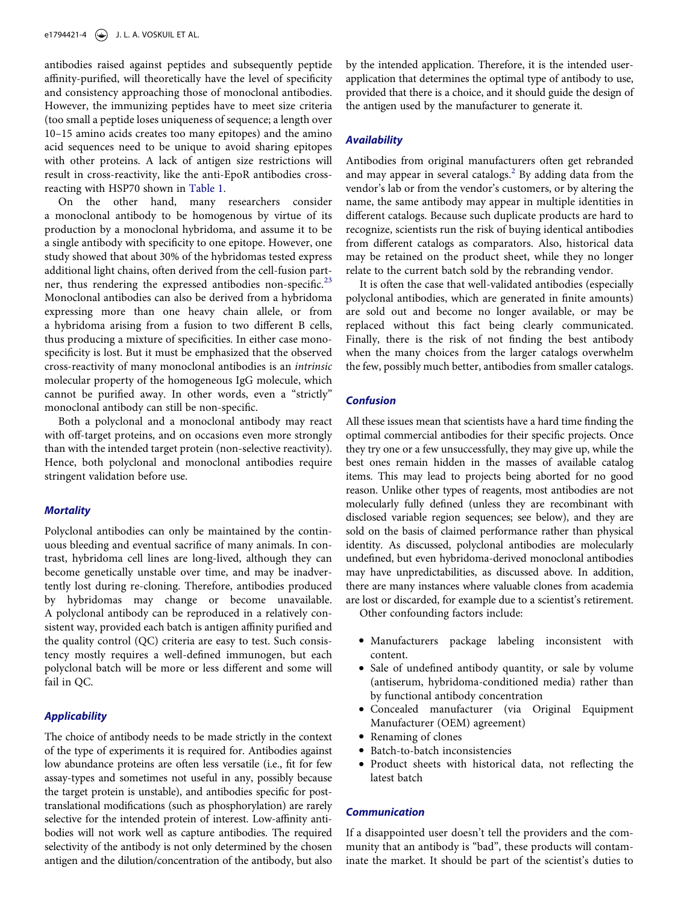antibodies raised against peptides and subsequently peptide affinity-purified, will theoretically have the level of specificity and consistency approaching those of monoclonal antibodies. However, the immunizing peptides have to meet size criteria (too small a peptide loses uniqueness of sequence; a length over 10–15 amino acids creates too many epitopes) and the amino acid sequences need to be unique to avoid sharing epitopes with other proteins. A lack of antigen size restrictions will result in cross-reactivity, like the anti-EpoR antibodies cross-reacting with HSP70 shown in Table 1.

On the other hand, many researchers consider a monoclonal antibody to be homogenous by virtue of its production by a monoclonal hybridoma, and assume it to be a single antibody with specificity to one epitope. However, one study showed that about 30% of the hybridomas tested express additional light chains, often derived from the cell-fusion partner, thus rendering the expressed antibodies non-specific.[23] Monoclonal antibodies can also be derived from a hybridoma expressing more than one heavy chain allele, or from a hybridoma arising from a fusion to two different B cells, thus producing a mixture of specificities. In either case mono-specificity is lost. But it must be emphasized that the observed cross-reactivity of many monoclonal antibodies is an *intrinsic* molecular property of the homogeneous IgG molecule, which cannot be purified away. In other words, even a "strictly" monoclonal antibody can still be non-specific.

Both a polyclonal and a monoclonal antibody may react with off-target proteins, and on occasions even more strongly than with the intended target protein (non-selective reactivity). Hence, both polyclonal and monoclonal antibodies require stringent validation before use.

### *Mortality*

Polyclonal antibodies can only be maintained by the continuous bleeding and eventual sacrifice of many animals. In contrast, hybridoma cell lines are long-lived, although they can become genetically unstable over time, and may be inadvertently lost during re-cloning. Therefore, antibodies produced by hybridomas may change or become unavailable. A polyclonal antibody can be reproduced in a relatively consistent way, provided each batch is antigen affinity purified and the quality control (QC) criteria are easy to test. Such consistency mostly requires a well-defined immunogen, but each polyclonal batch will be more or less different and some will fail in QC.

### *Applicability*

The choice of antibody needs to be made strictly in the context of the type of experiments it is required for. Antibodies against low abundance proteins are often less versatile (i.e., fit for few assay-types and sometimes not useful in any, possibly because the target protein is unstable), and antibodies specific for post-translational modifications (such as phosphorylation) are rarely selective for the intended protein of interest. Low-affinity antibodies will not work well as capture antibodies. The required selectivity of the antibody is not only determined by the chosen antigen and the dilution/concentration of the antibody, but also by the intended application. Therefore, it is the intended user-application that determines the optimal type of antibody to use, provided that there is a choice, and it should guide the design of the antigen used by the manufacturer to generate it.

### *Availability*

Antibodies from original manufacturers often get rebranded and may appear in several catalogs.[2] By adding data from the vendor's lab or from the vendor's customers, or by altering the name, the same antibody may appear in multiple identities in different catalogs. Because such duplicate products are hard to recognize, scientists run the risk of buying identical antibodies from different catalogs as comparators. Also, historical data may be retained on the product sheet, while they no longer relate to the current batch sold by the rebranding vendor.

It is often the case that well-validated antibodies (especially polyclonal antibodies, which are generated in finite amounts) are sold out and become no longer available, or may be replaced without this fact being clearly communicated. Finally, there is the risk of not finding the best antibody when the many choices from the larger catalogs overwhelm the few, possibly much better, antibodies from smaller catalogs.

### *Confusion*

All these issues mean that scientists have a hard time finding the optimal commercial antibodies for their specific projects. Once they try one or a few unsuccessfully, they may give up, while the best ones remain hidden in the masses of available catalog items. This may lead to projects being aborted for no good reason. Unlike other types of reagents, most antibodies are not molecularly fully defined (unless they are recombinant with disclosed variable region sequences; see below), and they are sold on the basis of claimed performance rather than physical identity. As discussed, polyclonal antibodies are molecularly undefined, but even hybridoma-derived monoclonal antibodies may have unpredictabilities, as discussed above. In addition, there are many instances where valuable clones from academia are lost or discarded, for example due to a scientist's retirement.

Other confounding factors include:

- Manufacturers package labeling inconsistent with content.
- Sale of undefined antibody quantity, or sale by volume (antiserum, hybridoma-conditioned media) rather than by functional antibody concentration
- Concealed manufacturer (via Original Equipment Manufacturer (OEM) agreement)
- Renaming of clones
- Batch-to-batch inconsistencies
- Product sheets with historical data, not reflecting the latest batch

### *Communication*

If a disappointed user doesn't tell the providers and the community that an antibody is "bad", these products will contaminate the market. It should be part of the scientist's duties to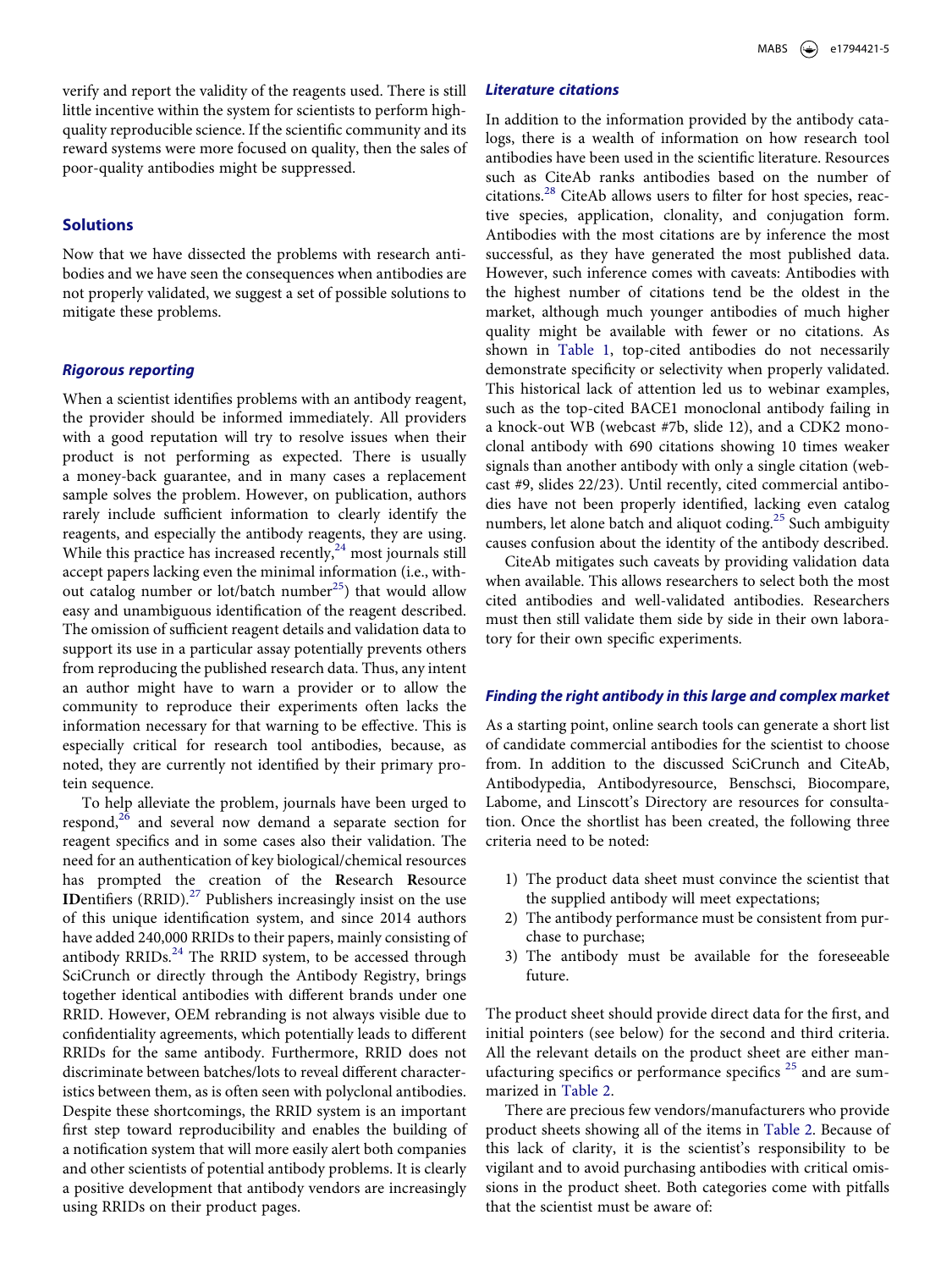verify and report the validity of the reagents used. There is still little incentive within the system for scientists to perform high-quality reproducible science. If the scientific community and its reward systems were more focused on quality, then the sales of poor-quality antibodies might be suppressed.

## Solutions

Now that we have dissected the problems with research antibodies and we have seen the consequences when antibodies are not properly validated, we suggest a set of possible solutions to mitigate these problems.

### *Rigorous reporting*

When a scientist identifies problems with an antibody reagent, the provider should be informed immediately. All providers with a good reputation will try to resolve issues when their product is not performing as expected. There is usually a money-back guarantee, and in many cases a replacement sample solves the problem. However, on publication, authors rarely include sufficient information to clearly identify the reagents, and especially the antibody reagents, they are using. While this practice has increased recently,[24] most journals still accept papers lacking even the minimal information (i.e., without catalog number or lot/batch number[25]) that would allow easy and unambiguous identification of the reagent described. The omission of sufficient reagent details and validation data to support its use in a particular assay potentially prevents others from reproducing the published research data. Thus, any intent an author might have to warn a provider or to allow the community to reproduce their experiments often lacks the information necessary for that warning to be effective. This is especially critical for research tool antibodies, because, as noted, they are currently not identified by their primary protein sequence.

To help alleviate the problem, journals have been urged to respond,[26] and several now demand a separate section for reagent specifics and in some cases also their validation. The need for an authentication of key biological/chemical resources has prompted the creation of the **R**esearch **R**esource **ID**entifiers (RRID).[27] Publishers increasingly insist on the use of this unique identification system, and since 2014 authors have added 240,000 RRIDs to their papers, mainly consisting of antibody RRIDs.[24] The RRID system, to be accessed through SciCrunch or directly through the Antibody Registry, brings together identical antibodies with different brands under one RRID. However, OEM rebranding is not always visible due to confidentiality agreements, which potentially leads to different RRIDs for the same antibody. Furthermore, RRID does not discriminate between batches/lots to reveal different characteristics between them, as is often seen with polyclonal antibodies. Despite these shortcomings, the RRID system is an important first step toward reproducibility and enables the building of a notification system that will more easily alert both companies and other scientists of potential antibody problems. It is clearly a positive development that antibody vendors are increasingly using RRIDs on their product pages.

### *Literature citations*

In addition to the information provided by the antibody catalogs, there is a wealth of information on how research tool antibodies have been used in the scientific literature. Resources such as CiteAb ranks antibodies based on the number of citations.[28] CiteAb allows users to filter for host species, reactive species, application, clonality, and conjugation form. Antibodies with the most citations are by inference the most successful, as they have generated the most published data. However, such inference comes with caveats: Antibodies with the highest number of citations tend be the oldest in the market, although much younger antibodies of much higher quality might be available with fewer or no citations. As shown in Table 1, top-cited antibodies do not necessarily demonstrate specificity or selectivity when properly validated. This historical lack of attention led us to webinar examples, such as the top-cited BACE1 monoclonal antibody failing in a knock-out WB (webcast #7b, slide 12), and a CDK2 monoclonal antibody with 690 citations showing 10 times weaker signals than another antibody with only a single citation (webcast #9, slides 22/23). Until recently, cited commercial antibodies have not been properly identified, lacking even catalog numbers, let alone batch and aliquot coding.[25] Such ambiguity causes confusion about the identity of the antibody described.

CiteAb mitigates such caveats by providing validation data when available. This allows researchers to select both the most cited antibodies and well-validated antibodies. Researchers must then still validate them side by side in their own laboratory for their own specific experiments.

### *Finding the right antibody in this large and complex market*

As a starting point, online search tools can generate a short list of candidate commercial antibodies for the scientist to choose from. In addition to the discussed SciCrunch and CiteAb, Antibodypedia, Antibodyresource, Benschsci, Biocompare, Labome, and Linscott's Directory are resources for consultation. Once the shortlist has been created, the following three criteria need to be noted:

1) The product data sheet must convince the scientist that the supplied antibody will meet expectations;
2) The antibody performance must be consistent from purchase to purchase;
3) The antibody must be available for the foreseeable future.

The product sheet should provide direct data for the first, and initial pointers (see below) for the second and third criteria. All the relevant details on the product sheet are either manufacturing specifics or performance specifics [25] and are summarized in Table 2.

There are precious few vendors/manufacturers who provide product sheets showing all of the items in Table 2. Because of this lack of clarity, it is the scientist's responsibility to be vigilant and to avoid purchasing antibodies with critical omissions in the product sheet. Both categories come with pitfalls that the scientist must be aware of: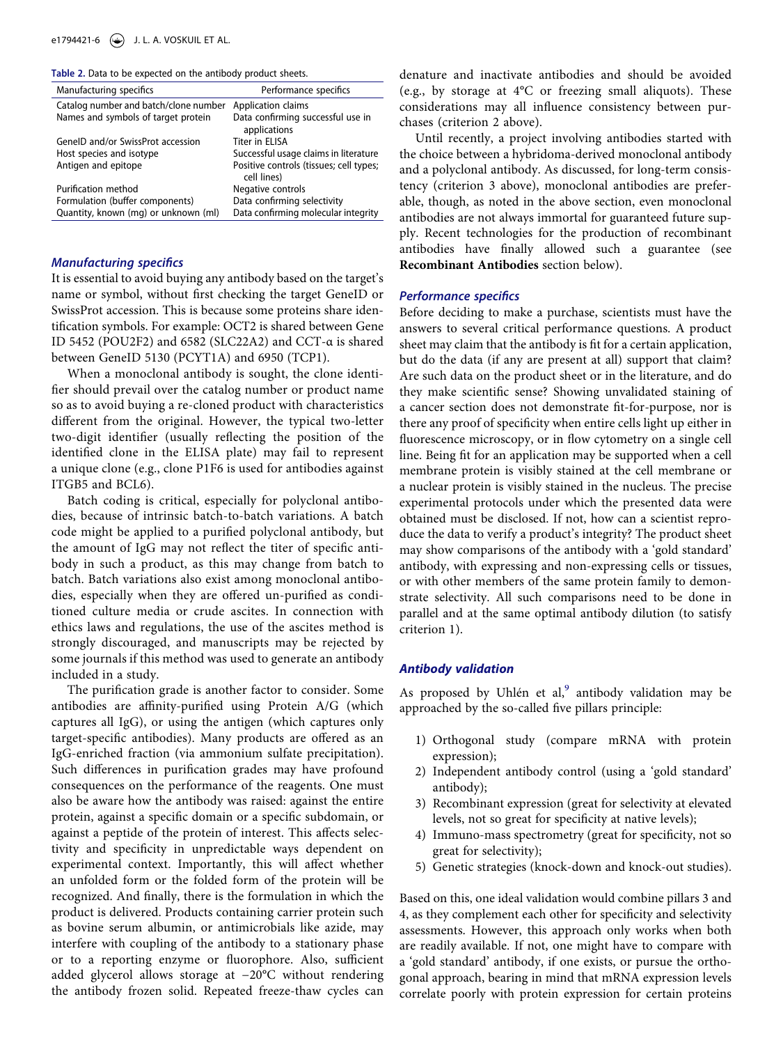**Table 2.** Data to be expected on the antibody product sheets.

| Manufacturing specifics | Performance specifics |
|---|---|
| Catalog number and batch/clone number | Application claims |
| Names and symbols of target protein | Data confirming successful use in applications |
| GeneID and/or SwissProt accession | Titer in ELISA |
| Host species and isotype | Successful usage claims in literature |
| Antigen and epitope | Positive controls (tissues; cell types; cell lines) |
| Purification method | Negative controls |
| Formulation (buffer components) | Data confirming selectivity |
| Quantity, known (mg) or unknown (ml) | Data confirming molecular integrity |

### *Manufacturing specifics*

It is essential to avoid buying any antibody based on the target's name or symbol, without first checking the target GeneID or SwissProt accession. This is because some proteins share identification symbols. For example: OCT2 is shared between Gene ID 5452 (POU2F2) and 6582 (SLC22A2) and CCT-α is shared between GeneID 5130 (PCYT1A) and 6950 (TCP1).

When a monoclonal antibody is sought, the clone identifier should prevail over the catalog number or product name so as to avoid buying a re-cloned product with characteristics different from the original. However, the typical two-letter two-digit identifier (usually reflecting the position of the identified clone in the ELISA plate) may fail to represent a unique clone (e.g., clone P1F6 is used for antibodies against ITGB5 and BCL6).

Batch coding is critical, especially for polyclonal antibodies, because of intrinsic batch-to-batch variations. A batch code might be applied to a purified polyclonal antibody, but the amount of IgG may not reflect the titer of specific antibody in such a product, as this may change from batch to batch. Batch variations also exist among monoclonal antibodies, especially when they are offered un-purified as conditioned culture media or crude ascites. In connection with ethics laws and regulations, the use of the ascites method is strongly discouraged, and manuscripts may be rejected by some journals if this method was used to generate an antibody included in a study.

The purification grade is another factor to consider. Some antibodies are affinity-purified using Protein A/G (which captures all IgG), or using the antigen (which captures only target-specific antibodies). Many products are offered as an IgG-enriched fraction (via ammonium sulfate precipitation). Such differences in purification grades may have profound consequences on the performance of the reagents. One must also be aware how the antibody was raised: against the entire protein, against a specific domain or a specific subdomain, or against a peptide of the protein of interest. This affects selectivity and specificity in unpredictable ways dependent on experimental context. Importantly, this will affect whether an unfolded form or the folded form of the protein will be recognized. And finally, there is the formulation in which the product is delivered. Products containing carrier protein such as bovine serum albumin, or antimicrobials like azide, may interfere with coupling of the antibody to a stationary phase or to a reporting enzyme or fluorophore. Also, sufficient added glycerol allows storage at −20°C without rendering the antibody frozen solid. Repeated freeze-thaw cycles can denature and inactivate antibodies and should be avoided (e.g., by storage at 4°C or freezing small aliquots). These considerations may all influence consistency between purchases (criterion 2 above).

Until recently, a project involving antibodies started with the choice between a hybridoma-derived monoclonal antibody and a polyclonal antibody. As discussed, for long-term consistency (criterion 3 above), monoclonal antibodies are preferable, though, as noted in the above section, even monoclonal antibodies are not always immortal for guaranteed future supply. Recent technologies for the production of recombinant antibodies have finally allowed such a guarantee (see **Recombinant Antibodies** section below).

### *Performance specifics*

Before deciding to make a purchase, scientists must have the answers to several critical performance questions. A product sheet may claim that the antibody is fit for a certain application, but do the data (if any are present at all) support that claim? Are such data on the product sheet or in the literature, and do they make scientific sense? Showing unvalidated staining of a cancer section does not demonstrate fit-for-purpose, nor is there any proof of specificity when entire cells light up either in fluorescence microscopy, or in flow cytometry on a single cell line. Being fit for an application may be supported when a cell membrane protein is visibly stained at the cell membrane or a nuclear protein is visibly stained in the nucleus. The precise experimental protocols under which the presented data were obtained must be disclosed. If not, how can a scientist reproduce the data to verify a product's integrity? The product sheet may show comparisons of the antibody with a 'gold standard' antibody, with expressing and non-expressing cells or tissues, or with other members of the same protein family to demonstrate selectivity. All such comparisons need to be done in parallel and at the same optimal antibody dilution (to satisfy criterion 1).

## *Antibody validation*

As proposed by Uhlén et al,[9] antibody validation may be approached by the so-called five pillars principle:

1) Orthogonal study (compare mRNA with protein expression);
2) Independent antibody control (using a 'gold standard' antibody);
3) Recombinant expression (great for selectivity at elevated levels, not so great for specificity at native levels);
4) Immuno-mass spectrometry (great for specificity, not so great for selectivity);
5) Genetic strategies (knock-down and knock-out studies).

Based on this, one ideal validation would combine pillars 3 and 4, as they complement each other for specificity and selectivity assessments. However, this approach only works when both are readily available. If not, one might have to compare with a 'gold standard' antibody, if one exists, or pursue the orthogonal approach, bearing in mind that mRNA expression levels correlate poorly with protein expression for certain proteins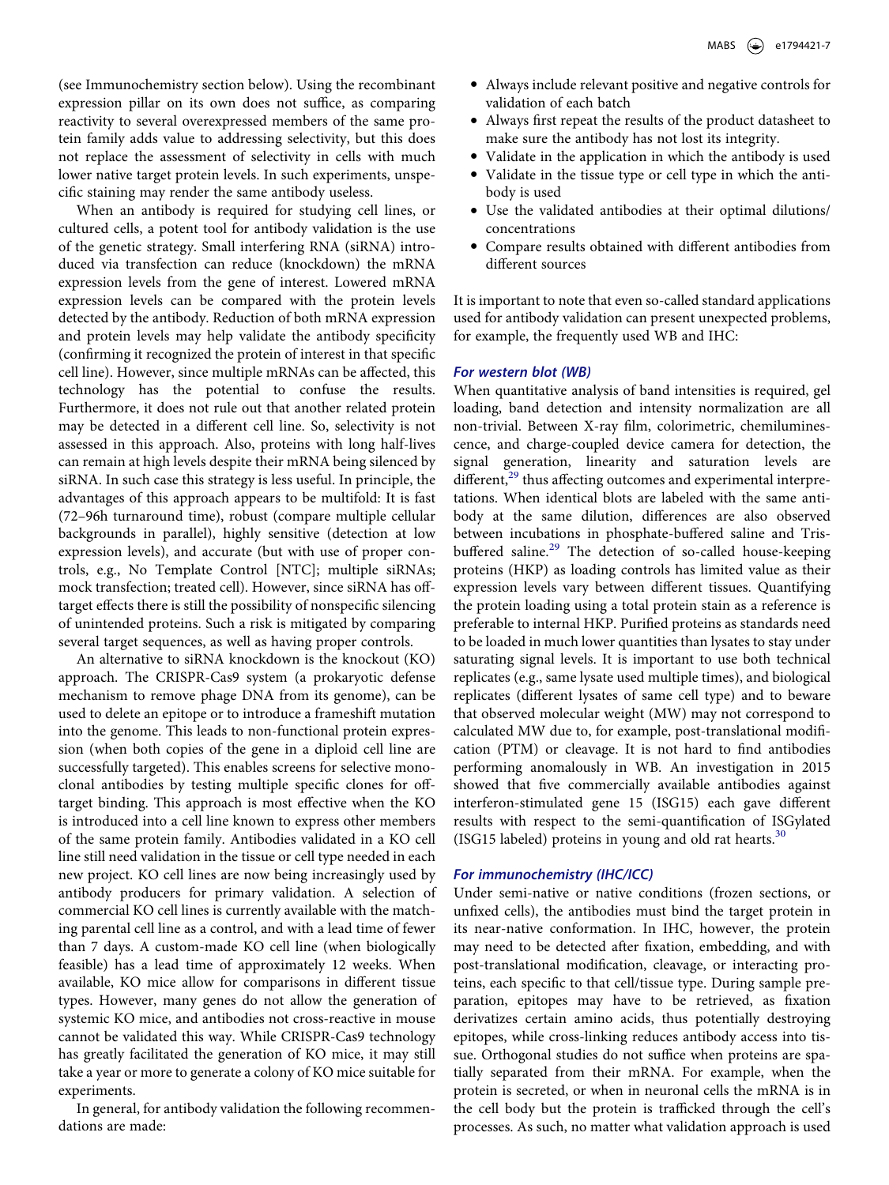(see Immunochemistry section below). Using the recombinant expression pillar on its own does not suffice, as comparing reactivity to several overexpressed members of the same protein family adds value to addressing selectivity, but this does not replace the assessment of selectivity in cells with much lower native target protein levels. In such experiments, unspecific staining may render the same antibody useless.

When an antibody is required for studying cell lines, or cultured cells, a potent tool for antibody validation is the use of the genetic strategy. Small interfering RNA (siRNA) introduced via transfection can reduce (knockdown) the mRNA expression levels from the gene of interest. Lowered mRNA expression levels can be compared with the protein levels detected by the antibody. Reduction of both mRNA expression and protein levels may help validate the antibody specificity (confirming it recognized the protein of interest in that specific cell line). However, since multiple mRNAs can be affected, this technology has the potential to confuse the results. Furthermore, it does not rule out that another related protein may be detected in a different cell line. So, selectivity is not assessed in this approach. Also, proteins with long half-lives can remain at high levels despite their mRNA being silenced by siRNA. In such case this strategy is less useful. In principle, the advantages of this approach appears to be multifold: It is fast (72–96h turnaround time), robust (compare multiple cellular backgrounds in parallel), highly sensitive (detection at low expression levels), and accurate (but with use of proper controls, e.g., No Template Control [NTC]; multiple siRNAs; mock transfection; treated cell). However, since siRNA has off-target effects there is still the possibility of nonspecific silencing of unintended proteins. Such a risk is mitigated by comparing several target sequences, as well as having proper controls.

An alternative to siRNA knockdown is the knockout (KO) approach. The CRISPR-Cas9 system (a prokaryotic defense mechanism to remove phage DNA from its genome), can be used to delete an epitope or to introduce a frameshift mutation into the genome. This leads to non-functional protein expression (when both copies of the gene in a diploid cell line are successfully targeted). This enables screens for selective monoclonal antibodies by testing multiple specific clones for off-target binding. This approach is most effective when the KO is introduced into a cell line known to express other members of the same protein family. Antibodies validated in a KO cell line still need validation in the tissue or cell type needed in each new project. KO cell lines are now being increasingly used by antibody producers for primary validation. A selection of commercial KO cell lines is currently available with the matching parental cell line as a control, and with a lead time of fewer than 7 days. A custom-made KO cell line (when biologically feasible) has a lead time of approximately 12 weeks. When available, KO mice allow for comparisons in different tissue types. However, many genes do not allow the generation of systemic KO mice, and antibodies not cross-reactive in mouse cannot be validated this way. While CRISPR-Cas9 technology has greatly facilitated the generation of KO mice, it may still take a year or more to generate a colony of KO mice suitable for experiments.

In general, for antibody validation the following recommendations are made:

- Always include relevant positive and negative controls for validation of each batch
- Always first repeat the results of the product datasheet to make sure the antibody has not lost its integrity.
- Validate in the application in which the antibody is used
- Validate in the tissue type or cell type in which the antibody is used
- Use the validated antibodies at their optimal dilutions/concentrations
- Compare results obtained with different antibodies from different sources

It is important to note that even so-called standard applications used for antibody validation can present unexpected problems, for example, the frequently used WB and IHC:

### *For western blot (WB)*

When quantitative analysis of band intensities is required, gel loading, band detection and intensity normalization are all non-trivial. Between X-ray film, colorimetric, chemiluminescence, and charge-coupled device camera for detection, the signal generation, linearity and saturation levels are different,[29] thus affecting outcomes and experimental interpretations. When identical blots are labeled with the same antibody at the same dilution, differences are also observed between incubations in phosphate-buffered saline and Tris-buffered saline.[29] The detection of so-called house-keeping proteins (HKP) as loading controls has limited value as their expression levels vary between different tissues. Quantifying the protein loading using a total protein stain as a reference is preferable to internal HKP. Purified proteins as standards need to be loaded in much lower quantities than lysates to stay under saturating signal levels. It is important to use both technical replicates (e.g., same lysate used multiple times), and biological replicates (different lysates of same cell type) and to beware that observed molecular weight (MW) may not correspond to calculated MW due to, for example, post-translational modification (PTM) or cleavage. It is not hard to find antibodies performing anomalously in WB. An investigation in 2015 showed that five commercially available antibodies against interferon-stimulated gene 15 (ISG15) each gave different results with respect to the semi-quantification of ISGylated (ISG15 labeled) proteins in young and old rat hearts.[30]

### *For immunochemistry (IHC/ICC)*

Under semi-native or native conditions (frozen sections, or unfixed cells), the antibodies must bind the target protein in its near-native conformation. In IHC, however, the protein may need to be detected after fixation, embedding, and with post-translational modification, cleavage, or interacting proteins, each specific to that cell/tissue type. During sample preparation, epitopes may have to be retrieved, as fixation derivatizes certain amino acids, thus potentially destroying epitopes, while cross-linking reduces antibody access into tissue. Orthogonal studies do not suffice when proteins are spatially separated from their mRNA. For example, when the protein is secreted, or when in neuronal cells the mRNA is in the cell body but the protein is trafficked through the cell's processes. As such, no matter what validation approach is used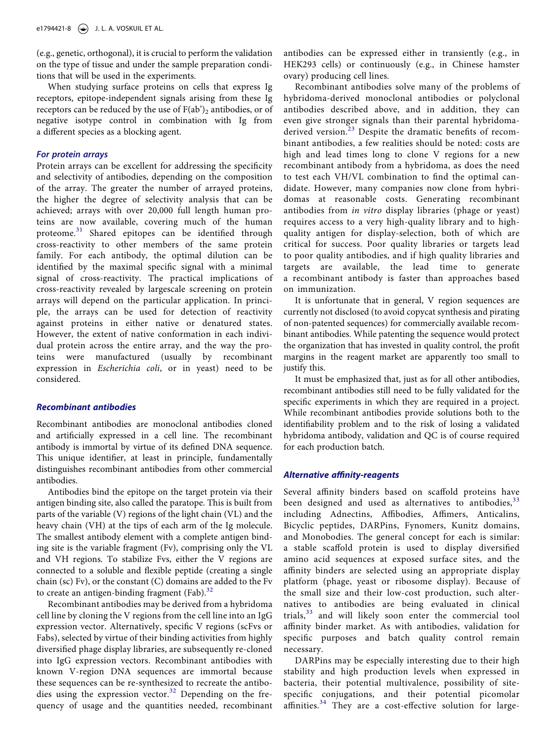(e.g., genetic, orthogonal), it is crucial to perform the validation on the type of tissue and under the sample preparation conditions that will be used in the experiments.

When studying surface proteins on cells that express Ig receptors, epitope-independent signals arising from these Ig receptors can be reduced by the use of $F(ab')_2$ antibodies, or of negative isotype control in combination with Ig from a different species as a blocking agent.

### *For protein arrays*

Protein arrays can be excellent for addressing the specificity and selectivity of antibodies, depending on the composition of the array. The greater the number of arrayed proteins, the higher the degree of selectivity analysis that can be achieved; arrays with over 20,000 full length human proteins are now available, covering much of the human proteome.[31] Shared epitopes can be identified through cross-reactivity to other members of the same protein family. For each antibody, the optimal dilution can be identified by the maximal specific signal with a minimal signal of cross-reactivity. The practical implications of cross-reactivity revealed by largescale screening on protein arrays will depend on the particular application. In principle, the arrays can be used for detection of reactivity against proteins in either native or denatured states. However, the extent of native conformation in each individual protein across the entire array, and the way the proteins were manufactured (usually by recombinant expression in *Escherichia coli*, or in yeast) need to be considered.

## *Recombinant antibodies*

Recombinant antibodies are monoclonal antibodies cloned and artificially expressed in a cell line. The recombinant antibody is immortal by virtue of its defined DNA sequence. This unique identifier, at least in principle, fundamentally distinguishes recombinant antibodies from other commercial antibodies.

Antibodies bind the epitope on the target protein via their antigen binding site, also called the paratope. This is built from parts of the variable (V) regions of the light chain (VL) and the heavy chain (VH) at the tips of each arm of the Ig molecule. The smallest antibody element with a complete antigen binding site is the variable fragment (Fv), comprising only the VL and VH regions. To stabilize Fvs, either the V regions are connected to a soluble and flexible peptide (creating a single chain (sc) Fv), or the constant (C) domains are added to the Fv to create an antigen-binding fragment (Fab).[32]

Recombinant antibodies may be derived from a hybridoma cell line by cloning the V regions from the cell line into an IgG expression vector. Alternatively, specific V regions (scFvs or Fabs), selected by virtue of their binding activities from highly diversified phage display libraries, are subsequently re-cloned into IgG expression vectors. Recombinant antibodies with known V-region DNA sequences are immortal because these sequences can be re-synthesized to recreate the antibodies using the expression vector.[32] Depending on the frequency of usage and the quantities needed, recombinant antibodies can be expressed either in transiently (e.g., in HEK293 cells) or continuously (e.g., in Chinese hamster ovary) producing cell lines.

Recombinant antibodies solve many of the problems of hybridoma-derived monoclonal antibodies or polyclonal antibodies described above, and in addition, they can even give stronger signals than their parental hybridoma-derived version.[23] Despite the dramatic benefits of recombinant antibodies, a few realities should be noted: costs are high and lead times long to clone V regions for a new recombinant antibody from a hybridoma, as does the need to test each VH/VL combination to find the optimal candidate. However, many companies now clone from hybridomas at reasonable costs. Generating recombinant antibodies from *in vitro* display libraries (phage or yeast) requires access to a very high-quality library and to high-quality antigen for display-selection, both of which are critical for success. Poor quality libraries or targets lead to poor quality antibodies, and if high quality libraries and targets are available, the lead time to generate a recombinant antibody is faster than approaches based on immunization.

It is unfortunate that in general, V region sequences are currently not disclosed (to avoid copycat synthesis and pirating of non-patented sequences) for commercially available recombinant antibodies. While patenting the sequence would protect the organization that has invested in quality control, the profit margins in the reagent market are apparently too small to justify this.

It must be emphasized that, just as for all other antibodies, recombinant antibodies still need to be fully validated for the specific experiments in which they are required in a project. While recombinant antibodies provide solutions both to the identifiability problem and to the risk of losing a validated hybridoma antibody, validation and QC is of course required for each production batch.

### *Alternative affinity-reagents*

Several affinity binders based on scaffold proteins have been designed and used as alternatives to antibodies,[33] including Adnectins, Affibodies, Affimers, Anticalins, Bicyclic peptides, DARPins, Fynomers, Kunitz domains, and Monobodies. The general concept for each is similar: a stable scaffold protein is used to display diversified amino acid sequences at exposed surface sites, and the affinity binders are selected using an appropriate display platform (phage, yeast or ribosome display). Because of the small size and their low-cost production, such alternatives to antibodies are being evaluated in clinical trials,[33] and will likely soon enter the commercial tool affinity binder market. As with antibodies, validation for specific purposes and batch quality control remain necessary.

DARPins may be especially interesting due to their high stability and high production levels when expressed in bacteria, their potential multivalence, possibility of site-specific conjugations, and their potential picomolar affinities.[34] They are a cost-effective solution for large-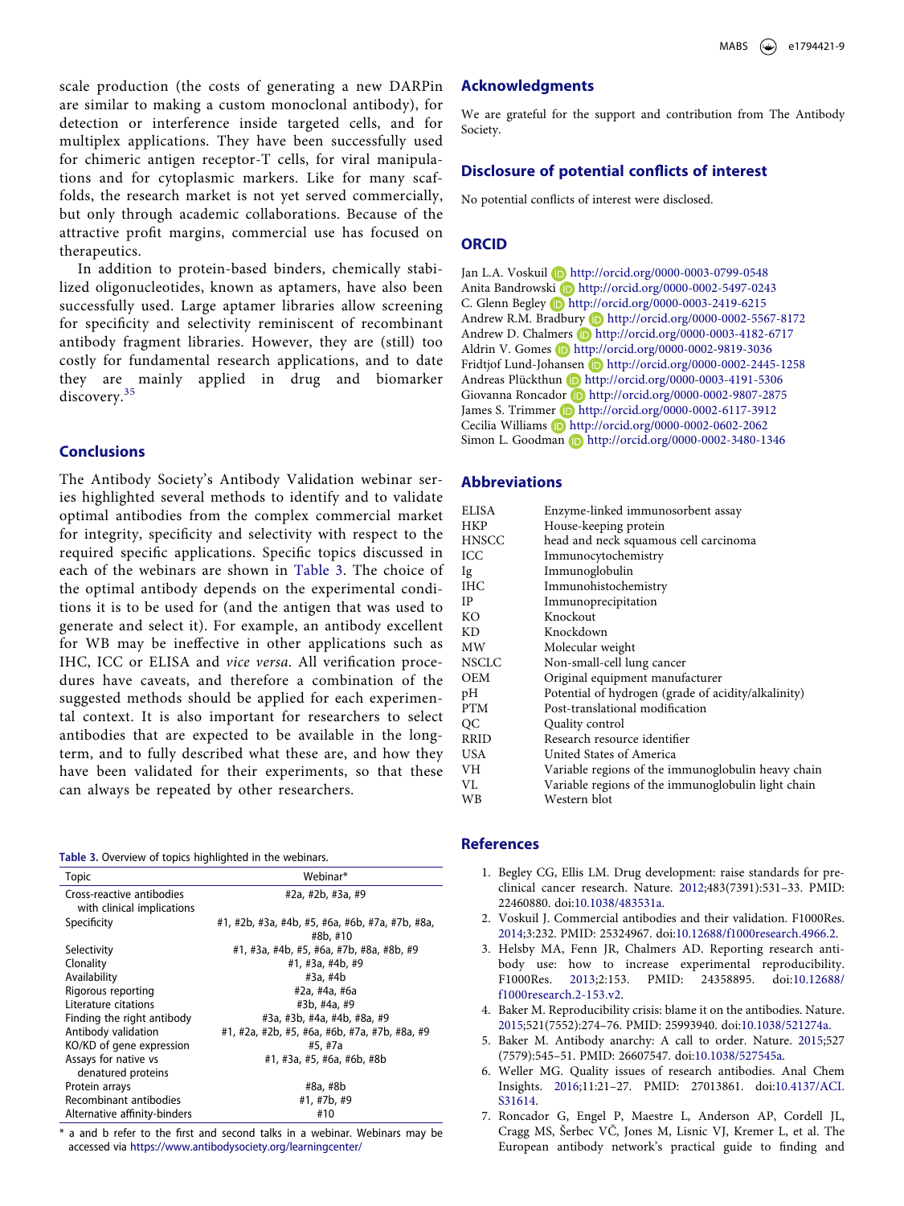scale production (the costs of generating a new DARPin are similar to making a custom monoclonal antibody), for detection or interference inside targeted cells, and for multiplex applications. They have been successfully used for chimeric antigen receptor-T cells, for viral manipulations and for cytoplasmic markers. Like for many scaffolds, the research market is not yet served commercially, but only through academic collaborations. Because of the attractive profit margins, commercial use has focused on therapeutics.

In addition to protein-based binders, chemically stabilized oligonucleotides, known as aptamers, have also been successfully used. Large aptamer libraries allow screening for specificity and selectivity reminiscent of recombinant antibody fragment libraries. However, they are (still) too costly for fundamental research applications, and to date they are mainly applied in drug and biomarker discovery.[35]

## Conclusions

The Antibody Society's Antibody Validation webinar series highlighted several methods to identify and to validate optimal antibodies from the complex commercial market for integrity, specificity and selectivity with respect to the required specific applications. Specific topics discussed in each of the webinars are shown in Table 3. The choice of the optimal antibody depends on the experimental conditions it is to be used for (and the antigen that was used to generate and select it). For example, an antibody excellent for WB may be ineffective in other applications such as IHC, ICC or ELISA and *vice versa*. All verification procedures have caveats, and therefore a combination of the suggested methods should be applied for each experimental context. It is also important for researchers to select antibodies that are expected to be available in the long-term, and to fully described what these are, and how they have been validated for their experiments, so that these can always be repeated by other researchers.

**Table 3.** Overview of topics highlighted in the webinars.

| Topic | Webinar* |
|---|---|
| Cross-reactive antibodies with clinical implications | #2a, #2b, #3a, #9 |
| Specificity | #1, #2b, #3a, #4b, #5, #6a, #6b, #7a, #7b, #8a, #8b, #10 |
| Selectivity | #1, #3a, #4b, #5, #6a, #7b, #8a, #8b, #9 |
| Clonality | #1, #3a, #4b, #9 |
| Availability | #3a, #4b |
| Rigorous reporting | #2a, #4a, #6a |
| Literature citations | #3b, #4a, #9 |
| Finding the right antibody | #3a, #3b, #4a, #4b, #8a, #9 |
| Antibody validation | #1, #2a, #2b, #5, #6a, #6b, #7a, #7b, #8a, #9 |
| KO/KD of gene expression | #5, #7a |
| Assays for native vs denatured proteins | #1, #3a, #5, #6a, #6b, #8b |
| Protein arrays | #8a, #8b |
| Recombinant antibodies | #1, #7b, #9 |
| Alternative affinity-binders | #10 |

\* a and b refer to the first and second talks in a webinar. Webinars may be accessed via https://www.antibodysociety.org/learningcenter/

## Acknowledgments

We are grateful for the support and contribution from The Antibody Society.

## Disclosure of potential conflicts of interest

No potential conflicts of interest were disclosed.

## ORCID

Jan L.A. Voskuil http://orcid.org/0000-0003-0799-0548
Anita Bandrowski http://orcid.org/0000-0002-5497-0243
C. Glenn Begley http://orcid.org/0000-0003-2419-6215
Andrew R.M. Bradbury http://orcid.org/0000-0002-5567-8172
Andrew D. Chalmers http://orcid.org/0000-0003-4182-6717
Aldrin V. Gomes http://orcid.org/0000-0002-9819-3036
Fridtjof Lund-Johansen http://orcid.org/0000-0002-2445-1258
Andreas Plückthun http://orcid.org/0000-0003-4191-5306
Giovanna Roncador http://orcid.org/0000-0002-9807-2875
James S. Trimmer http://orcid.org/0000-0002-6117-3912
Cecilia Williams http://orcid.org/0000-0002-0602-2062
Simon L. Goodman http://orcid.org/0000-0002-3480-1346

## Abbreviations

| | |
|---|---|
| ELISA | Enzyme-linked immunosorbent assay |
| HKP | House-keeping protein |
| HNSCC | head and neck squamous cell carcinoma |
| ICC | Immunocytochemistry |
| Ig | Immunoglobulin |
| IHC | Immunohistochemistry |
| IP | Immunoprecipitation |
| KO | Knockout |
| KD | Knockdown |
| MW | Molecular weight |
| NSCLC | Non-small-cell lung cancer |
| OEM | Original equipment manufacturer |
| pH | Potential of hydrogen (grade of acidity/alkalinity) |
| PTM | Post-translational modification |
| QC | Quality control |
| RRID | Research resource identifier |
| USA | United States of America |
| VH | Variable regions of the immunoglobulin heavy chain |
| VL | Variable regions of the immunoglobulin light chain |
| WB | Western blot |

## References

1. Begley CG, Ellis LM. Drug development: raise standards for preclinical cancer research. Nature. 2012;483(7391):531–33. PMID: 22460880. doi:10.1038/483531a.
2. Voskuil J. Commercial antibodies and their validation. F1000Res. 2014;3:232. PMID: 25324967. doi:10.12688/f1000research.4966.2.
3. Helsby MA, Fenn JR, Chalmers AD. Reporting research antibody use: how to increase experimental reproducibility. F1000Res. 2013;2:153. PMID: 24358895. doi:10.12688/f1000research.2-153.v2.
4. Baker M. Reproducibility crisis: blame it on the antibodies. Nature. 2015;521(7552):274–76. PMID: 25993940. doi:10.1038/521274a.
5. Baker M. Antibody anarchy: A call to order. Nature. 2015;527(7579):545–51. PMID: 26607547. doi:10.1038/527545a.
6. Weller MG. Quality issues of research antibodies. Anal Chem Insights. 2016;11:21–27. PMID: 27013861. doi:10.4137/ACI.S31614.
7. Roncador G, Engel P, Maestre L, Anderson AP, Cordell JL, Cragg MS, Šerbec VČ, Jones M, Lisnic VJ, Kremer L, et al. The European antibody network's practical guide to finding and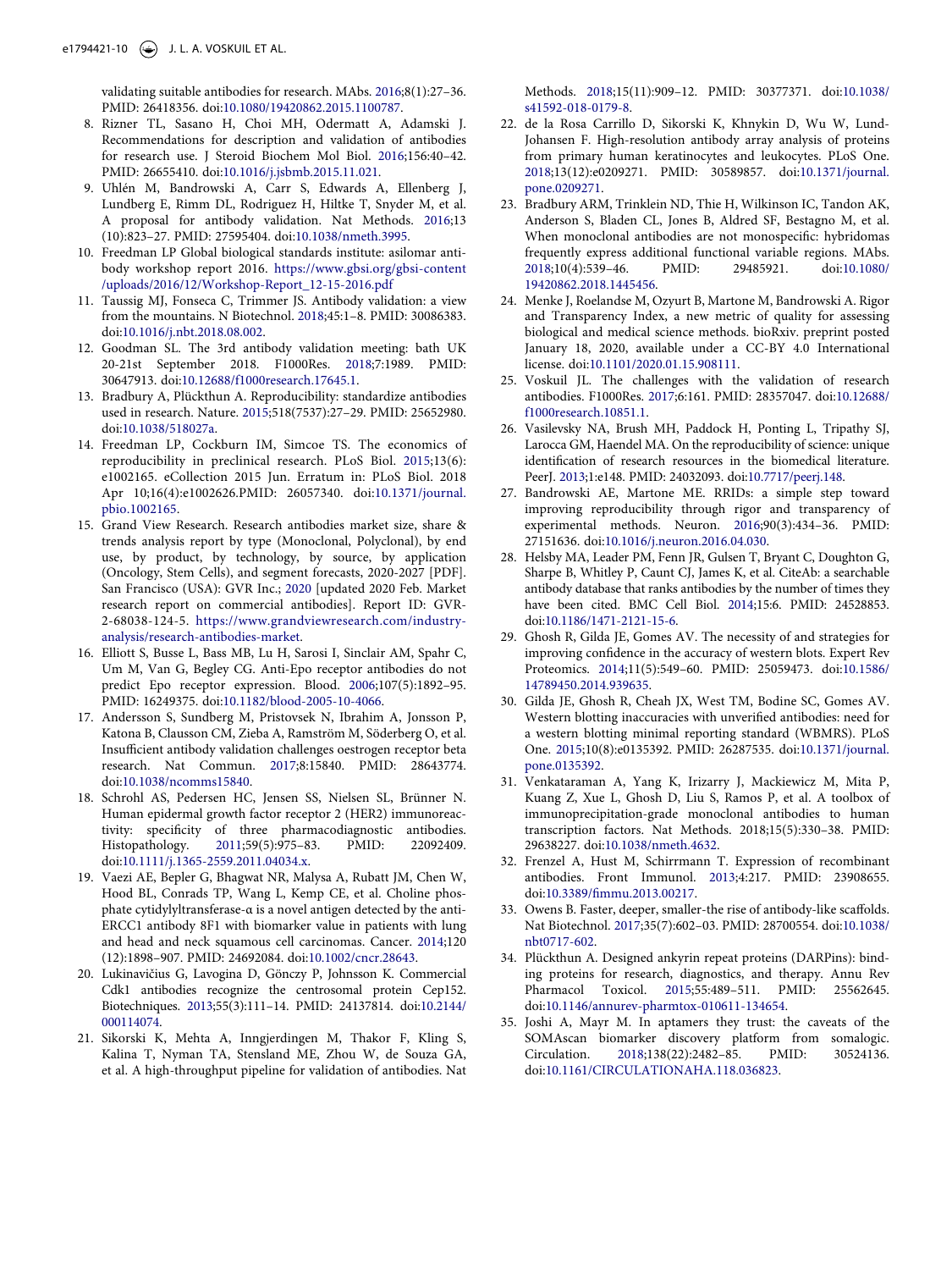validating suitable antibodies for research. MAbs. 2016;8(1):27–36. PMID: 26418356. doi:10.1080/19420862.2015.1100787.

8. Rizner TL, Sasano H, Choi MH, Odermatt A, Adamski J. Recommendations for description and validation of antibodies for research use. J Steroid Biochem Mol Biol. 2016;156:40–42. PMID: 26655410. doi:10.1016/j.jsbmb.2015.11.021.
9. Uhlén M, Bandrowski A, Carr S, Edwards A, Ellenberg J, Lundberg E, Rimm DL, Rodriguez H, Hiltke T, Snyder M, et al. A proposal for antibody validation. Nat Methods. 2016;13 (10):823–27. PMID: 27595404. doi:10.1038/nmeth.3995.
10. Freedman LP Global biological standards institute: asilomar antibody workshop report 2016. https://www.gbsi.org/gbsi-content/uploads/2016/12/Workshop-Report_12-15-2016.pdf
11. Taussig MJ, Fonseca C, Trimmer JS. Antibody validation: a view from the mountains. N Biotechnol. 2018;45:1–8. PMID: 30086383. doi:10.1016/j.nbt.2018.08.002.
12. Goodman SL. The 3rd antibody validation meeting: bath UK 20-21st September 2018. F1000Res. 2018;7:1989. PMID: 30647913. doi:10.12688/f1000research.17645.1.
13. Bradbury A, Plückthun A. Reproducibility: standardize antibodies used in research. Nature. 2015;518(7537):27–29. PMID: 25652980. doi:10.1038/518027a.
14. Freedman LP, Cockburn IM, Simcoe TS. The economics of reproducibility in preclinical research. PLoS Biol. 2015;13(6): e1002165. eCollection 2015 Jun. Erratum in: PLoS Biol. 2018 Apr 10;16(4):e1002626.PMID: 26057340. doi:10.1371/journal.pbio.1002165.
15. Grand View Research. Research antibodies market size, share & trends analysis report by type (Monoclonal, Polyclonal), by end use, by product, by technology, by source, by application (Oncology, Stem Cells), and segment forecasts, 2020-2027 [PDF]. San Francisco (USA): GVR Inc.; 2020 [updated 2020 Feb. Market research report on commercial antibodies]. Report ID: GVR-2-68038-124-5. https://www.grandviewresearch.com/industry-analysis/research-antibodies-market.
16. Elliott S, Busse L, Bass MB, Lu H, Sarosi I, Sinclair AM, Spahr C, Um M, Van G, Begley CG. Anti-Epo receptor antibodies do not predict Epo receptor expression. Blood. 2006;107(5):1892–95. PMID: 16249375. doi:10.1182/blood-2005-10-4066.
17. Andersson S, Sundberg M, Pristovsek N, Ibrahim A, Jonsson P, Katona B, Clausson CM, Zieba A, Ramström M, Söderberg O, et al. Insufficient antibody validation challenges oestrogen receptor beta research. Nat Commun. 2017;8:15840. PMID: 28643774. doi:10.1038/ncomms15840.
18. Schrohl AS, Pedersen HC, Jensen SS, Nielsen SL, Brünner N. Human epidermal growth factor receptor 2 (HER2) immunoreactivity: specificity of three pharmacodiagnostic antibodies. Histopathology. 2011;59(5):975–83. PMID: 22092409. doi:10.1111/j.1365-2559.2011.04034.x.
19. Vaezi AE, Bepler G, Bhagwat NR, Malysa A, Rubatt JM, Chen W, Hood BL, Conrads TP, Wang L, Kemp CE, et al. Choline phosphate cytidylyltransferase-α is a novel antigen detected by the anti-ERCC1 antibody 8F1 with biomarker value in patients with lung and head and neck squamous cell carcinomas. Cancer. 2014;120 (12):1898–907. PMID: 24692084. doi:10.1002/cncr.28643.
20. Lukinavičius G, Lavogina D, Gönczy P, Johnsson K. Commercial Cdk1 antibodies recognize the centrosomal protein Cep152. Biotechniques. 2013;55(3):111–14. PMID: 24137814. doi:10.2144/000114074.
21. Sikorski K, Mehta A, Inngjerdingen M, Thakor F, Kling S, Kalina T, Nyman TA, Stensland ME, Zhou W, de Souza GA, et al. A high-throughput pipeline for validation of antibodies. Nat Methods. 2018;15(11):909–12. PMID: 30377371. doi:10.1038/s41592-018-0179-8.
22. de la Rosa Carrillo D, Sikorski K, Khnykin D, Wu W, Lund-Johansen F. High-resolution antibody array analysis of proteins from primary human keratinocytes and leukocytes. PLoS One. 2018;13(12):e0209271. PMID: 30589857. doi:10.1371/journal.pone.0209271.
23. Bradbury ARM, Trinklein ND, Thie H, Wilkinson IC, Tandon AK, Anderson S, Bladen CL, Jones B, Aldred SF, Bestagno M, et al. When monoclonal antibodies are not monospecific: hybridomas frequently express additional functional variable regions. MAbs. 2018;10(4):539–46. PMID: 29485921. doi:10.1080/19420862.2018.1445456.
24. Menke J, Roelandse M, Ozyurt B, Martone M, Bandrowski A. Rigor and Transparency Index, a new metric of quality for assessing biological and medical science methods. bioRxiv. preprint posted January 18, 2020, available under a CC-BY 4.0 International license. doi:10.1101/2020.01.15.908111.
25. Voskuil JL. The challenges with the validation of research antibodies. F1000Res. 2017;6:161. PMID: 28357047. doi:10.12688/f1000research.10851.1.
26. Vasilevsky NA, Brush MH, Paddock H, Ponting L, Tripathy SJ, Larocca GM, Haendel MA. On the reproducibility of science: unique identification of research resources in the biomedical literature. PeerJ. 2013;1:e148. PMID: 24032093. doi:10.7717/peerj.148.
27. Bandrowski AE, Martone ME. RRIDs: a simple step toward improving reproducibility through rigor and transparency of experimental methods. Neuron. 2016;90(3):434–36. PMID: 27151636. doi:10.1016/j.neuron.2016.04.030.
28. Helsby MA, Leader PM, Fenn JR, Gulsen T, Bryant C, Doughton G, Sharpe B, Whitley P, Caunt CJ, James K, et al. CiteAb: a searchable antibody database that ranks antibodies by the number of times they have been cited. BMC Cell Biol. 2014;15:6. PMID: 24528853. doi:10.1186/1471-2121-15-6.
29. Ghosh R, Gilda JE, Gomes AV. The necessity of and strategies for improving confidence in the accuracy of western blots. Expert Rev Proteomics. 2014;11(5):549–60. PMID: 25059473. doi:10.1586/14789450.2014.939635.
30. Gilda JE, Ghosh R, Cheah JX, West TM, Bodine SC, Gomes AV. Western blotting inaccuracies with unverified antibodies: need for a western blotting minimal reporting standard (WBMRS). PLoS One. 2015;10(8):e0135392. PMID: 26287535. doi:10.1371/journal.pone.0135392.
31. Venkataraman A, Yang K, Irizarry J, Mackiewicz M, Mita P, Kuang Z, Xue L, Ghosh D, Liu S, Ramos P, et al. A toolbox of immunoprecipitation-grade monoclonal antibodies to human transcription factors. Nat Methods. 2018;15(5):330–38. PMID: 29638227. doi:10.1038/nmeth.4632.
32. Frenzel A, Hust M, Schirrmann T. Expression of recombinant antibodies. Front Immunol. 2013;4:217. PMID: 23908655. doi:10.3389/fimmu.2013.00217.
33. Owens B. Faster, deeper, smaller-the rise of antibody-like scaffolds. Nat Biotechnol. 2017;35(7):602–03. PMID: 28700554. doi:10.1038/nbt0717-602.
34. Plückthun A. Designed ankyrin repeat proteins (DARPins): binding proteins for research, diagnostics, and therapy. Annu Rev Pharmacol Toxicol. 2015;55:489–511. PMID: 25562645. doi:10.1146/annurev-pharmtox-010611-134654.
35. Joshi A, Mayr M. In aptamers they trust: the caveats of the SOMAscan biomarker discovery platform from somalogic. Circulation. 2018;138(22):2482–85. PMID: 30524136. doi:10.1161/CIRCULATIONAHA.118.036823.